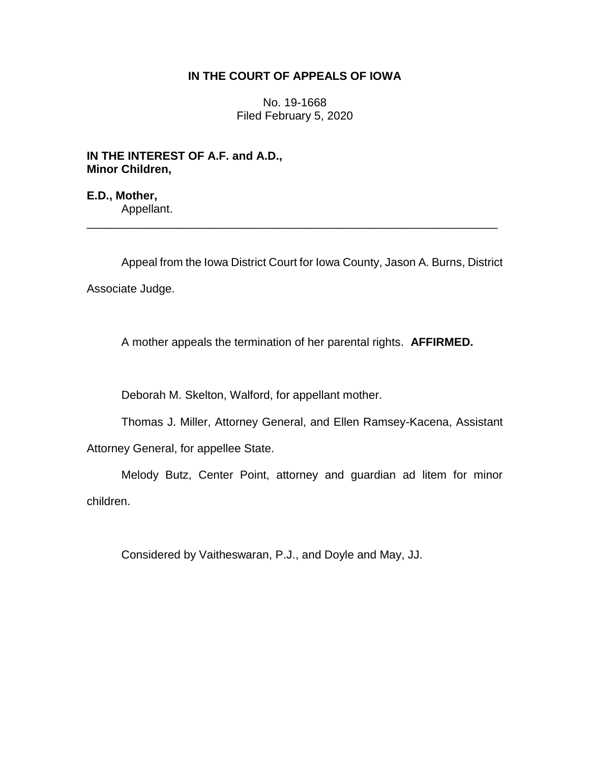**IN THE COURT OF APPEALS OF IOWA**

No. 19-1668
Filed February 5, 2020

**IN THE INTEREST OF A.F. and A.D.,**
**Minor Children,**

**E.D., Mother,**
Appellant.

---

Appeal from the Iowa District Court for Iowa County, Jason A. Burns, District Associate Judge.

A mother appeals the termination of her parental rights. **AFFIRMED.**

Deborah M. Skelton, Walford, for appellant mother.

Thomas J. Miller, Attorney General, and Ellen Ramsey-Kacena, Assistant Attorney General, for appellee State.

Melody Butz, Center Point, attorney and guardian ad litem for minor children.

Considered by Vaitheswaran, P.J., and Doyle and May, JJ.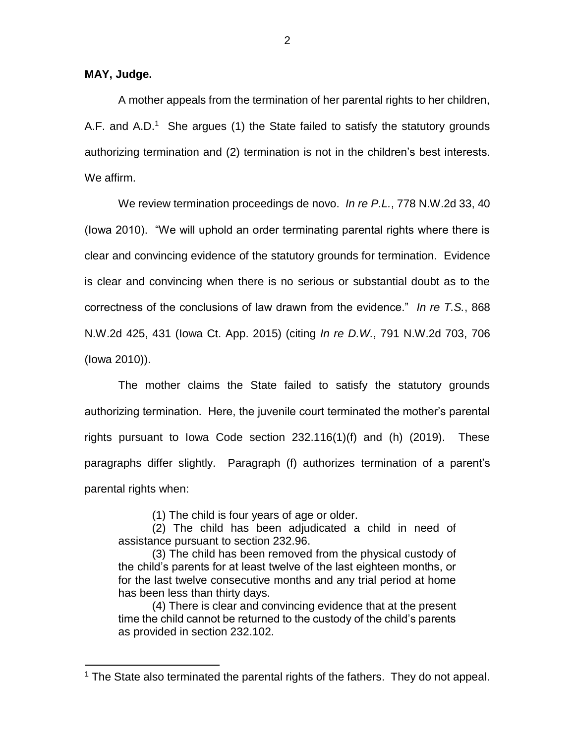**MAY, Judge.**

A mother appeals from the termination of her parental rights to her children, A.F. and A.D.[1] She argues (1) the State failed to satisfy the statutory grounds authorizing termination and (2) termination is not in the children's best interests. We affirm.

We review termination proceedings de novo. *In re P.L.*, 778 N.W.2d 33, 40 (Iowa 2010). "We will uphold an order terminating parental rights where there is clear and convincing evidence of the statutory grounds for termination. Evidence is clear and convincing when there is no serious or substantial doubt as to the correctness of the conclusions of law drawn from the evidence." *In re T.S.*, 868 N.W.2d 425, 431 (Iowa Ct. App. 2015) (citing *In re D.W.*, 791 N.W.2d 703, 706 (Iowa 2010)).

The mother claims the State failed to satisfy the statutory grounds authorizing termination. Here, the juvenile court terminated the mother's parental rights pursuant to Iowa Code section 232.116(1)(f) and (h) (2019). These paragraphs differ slightly. Paragraph (f) authorizes termination of a parent's parental rights when:

> (1) The child is four years of age or older.
>
> (2) The child has been adjudicated a child in need of assistance pursuant to section 232.96.
>
> (3) The child has been removed from the physical custody of the child's parents for at least twelve of the last eighteen months, or for the last twelve consecutive months and any trial period at home has been less than thirty days.
>
> (4) There is clear and convincing evidence that at the present time the child cannot be returned to the custody of the child's parents as provided in section 232.102.

---

[1] The State also terminated the parental rights of the fathers. They do not appeal.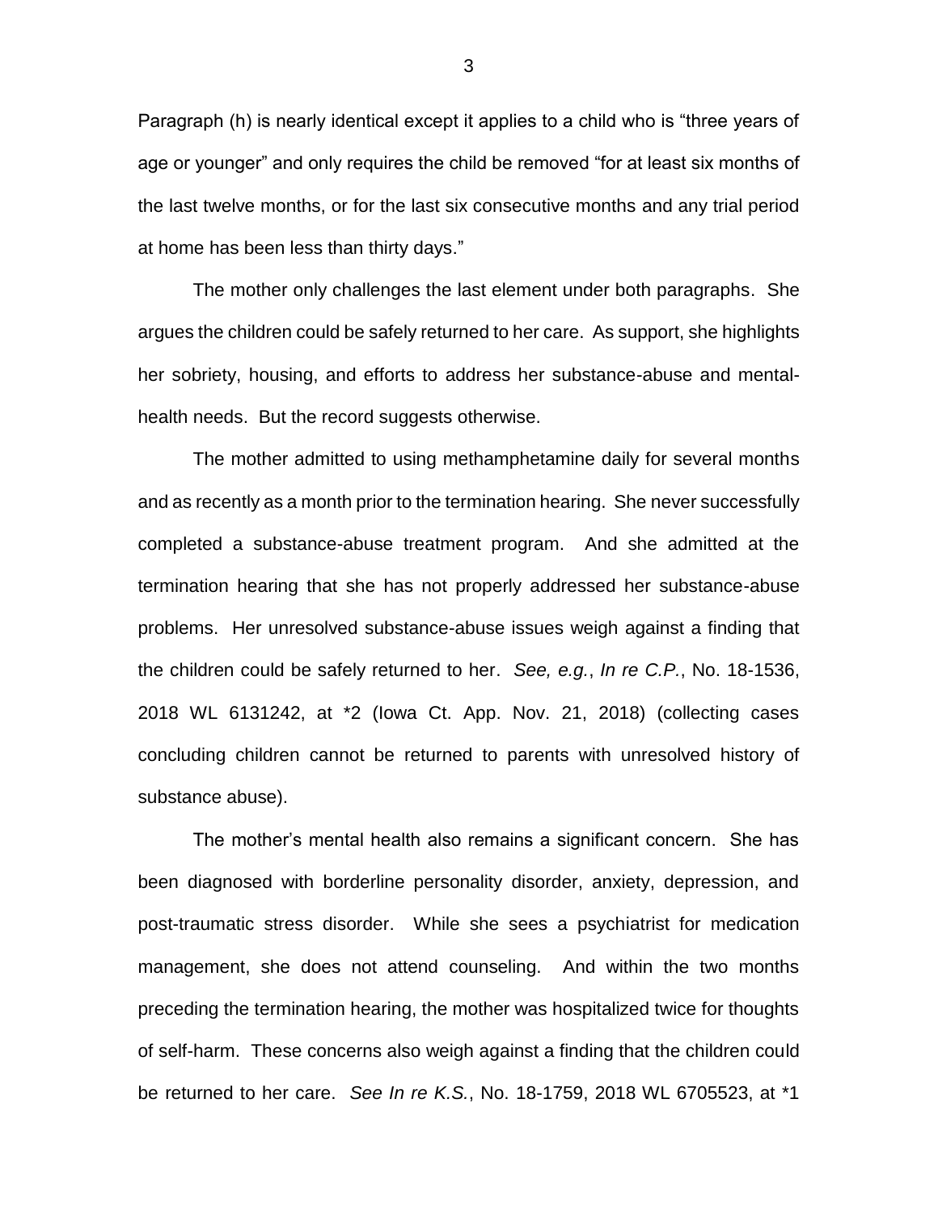Paragraph (h) is nearly identical except it applies to a child who is "three years of age or younger" and only requires the child be removed "for at least six months of the last twelve months, or for the last six consecutive months and any trial period at home has been less than thirty days."

The mother only challenges the last element under both paragraphs. She argues the children could be safely returned to her care. As support, she highlights her sobriety, housing, and efforts to address her substance-abuse and mental-health needs. But the record suggests otherwise.

The mother admitted to using methamphetamine daily for several months and as recently as a month prior to the termination hearing. She never successfully completed a substance-abuse treatment program. And she admitted at the termination hearing that she has not properly addressed her substance-abuse problems. Her unresolved substance-abuse issues weigh against a finding that the children could be safely returned to her. *See, e.g.*, *In re C.P.*, No. 18-1536, 2018 WL 6131242, at *2 (Iowa Ct. App. Nov. 21, 2018) (collecting cases concluding children cannot be returned to parents with unresolved history of substance abuse).

The mother's mental health also remains a significant concern. She has been diagnosed with borderline personality disorder, anxiety, depression, and post-traumatic stress disorder. While she sees a psychiatrist for medication management, she does not attend counseling. And within the two months preceding the termination hearing, the mother was hospitalized twice for thoughts of self-harm. These concerns also weigh against a finding that the children could be returned to her care. *See In re K.S.*, No. 18-1759, 2018 WL 6705523, at *1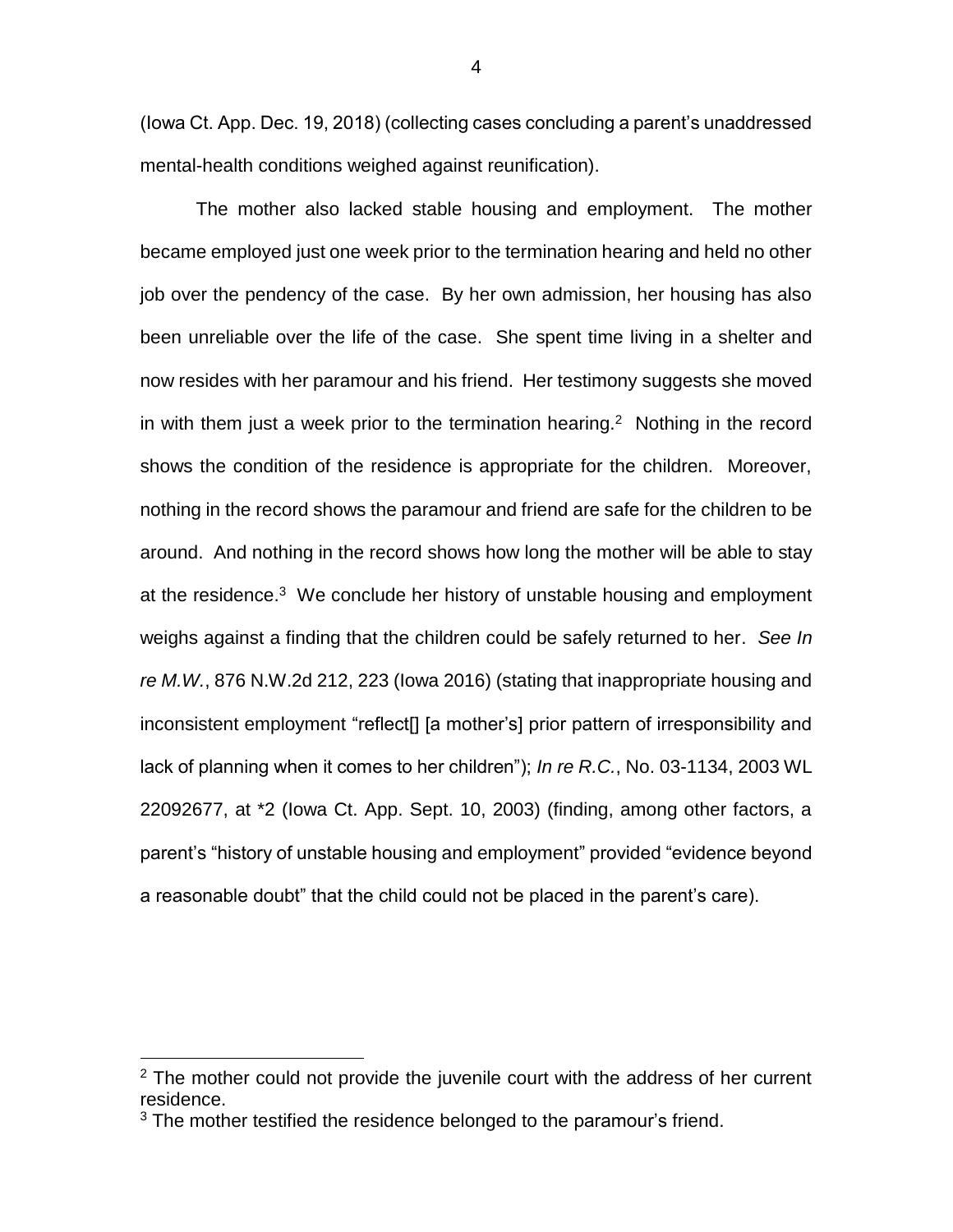(Iowa Ct. App. Dec. 19, 2018) (collecting cases concluding a parent's unaddressed mental-health conditions weighed against reunification).

The mother also lacked stable housing and employment. The mother became employed just one week prior to the termination hearing and held no other job over the pendency of the case. By her own admission, her housing has also been unreliable over the life of the case. She spent time living in a shelter and now resides with her paramour and his friend. Her testimony suggests she moved in with them just a week prior to the termination hearing.[2] Nothing in the record shows the condition of the residence is appropriate for the children. Moreover, nothing in the record shows the paramour and friend are safe for the children to be around. And nothing in the record shows how long the mother will be able to stay at the residence.[3] We conclude her history of unstable housing and employment weighs against a finding that the children could be safely returned to her. *See In re M.W.*, 876 N.W.2d 212, 223 (Iowa 2016) (stating that inappropriate housing and inconsistent employment "reflect[] [a mother's] prior pattern of irresponsibility and lack of planning when it comes to her children"); *In re R.C.*, No. 03-1134, 2003 WL 22092677, at *2 (Iowa Ct. App. Sept. 10, 2003) (finding, among other factors, a parent's "history of unstable housing and employment" provided "evidence beyond a reasonable doubt" that the child could not be placed in the parent's care).

---

[2] The mother could not provide the juvenile court with the address of her current residence.

[3] The mother testified the residence belonged to the paramour's friend.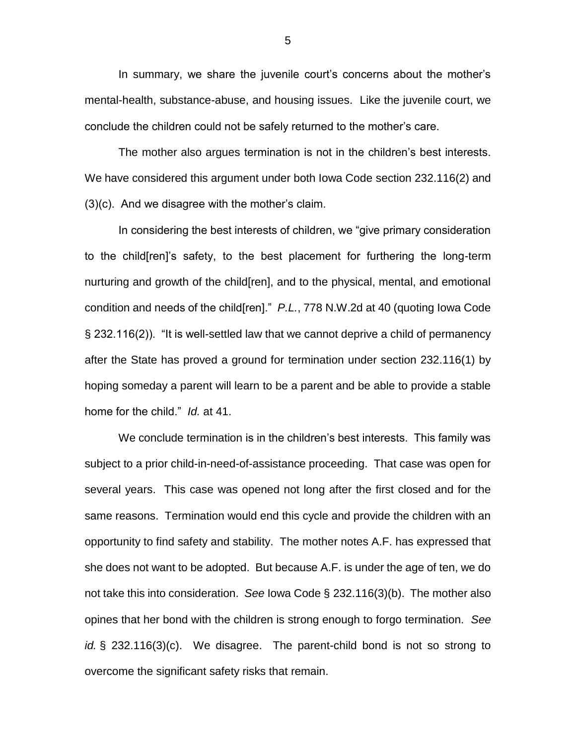In summary, we share the juvenile court's concerns about the mother's mental-health, substance-abuse, and housing issues. Like the juvenile court, we conclude the children could not be safely returned to the mother's care.

The mother also argues termination is not in the children's best interests. We have considered this argument under both Iowa Code section 232.116(2) and (3)(c). And we disagree with the mother's claim.

In considering the best interests of children, we "give primary consideration to the child[ren]'s safety, to the best placement for furthering the long-term nurturing and growth of the child[ren], and to the physical, mental, and emotional condition and needs of the child[ren]." *P.L.*, 778 N.W.2d at 40 (quoting Iowa Code § 232.116(2)). "It is well-settled law that we cannot deprive a child of permanency after the State has proved a ground for termination under section 232.116(1) by hoping someday a parent will learn to be a parent and be able to provide a stable home for the child." *Id.* at 41.

We conclude termination is in the children's best interests. This family was subject to a prior child-in-need-of-assistance proceeding. That case was open for several years. This case was opened not long after the first closed and for the same reasons. Termination would end this cycle and provide the children with an opportunity to find safety and stability. The mother notes A.F. has expressed that she does not want to be adopted. But because A.F. is under the age of ten, we do not take this into consideration. *See* Iowa Code § 232.116(3)(b). The mother also opines that her bond with the children is strong enough to forgo termination. *See id.* § 232.116(3)(c). We disagree. The parent-child bond is not so strong to overcome the significant safety risks that remain.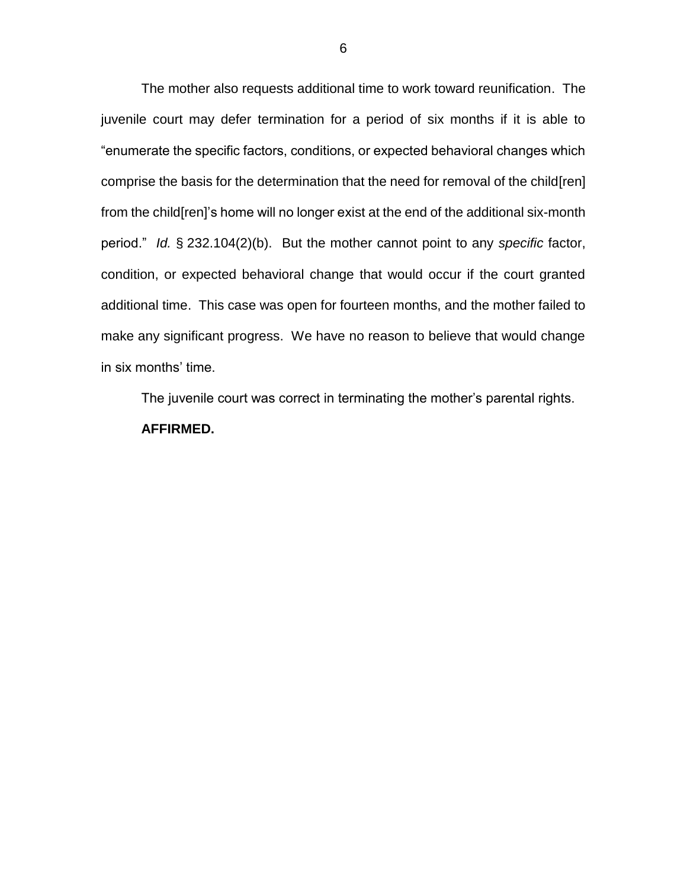The mother also requests additional time to work toward reunification. The juvenile court may defer termination for a period of six months if it is able to "enumerate the specific factors, conditions, or expected behavioral changes which comprise the basis for the determination that the need for removal of the child[ren] from the child[ren]'s home will no longer exist at the end of the additional six-month period." *Id.* § 232.104(2)(b). But the mother cannot point to any *specific* factor, condition, or expected behavioral change that would occur if the court granted additional time. This case was open for fourteen months, and the mother failed to make any significant progress. We have no reason to believe that would change in six months' time.

The juvenile court was correct in terminating the mother's parental rights.

**AFFIRMED.**